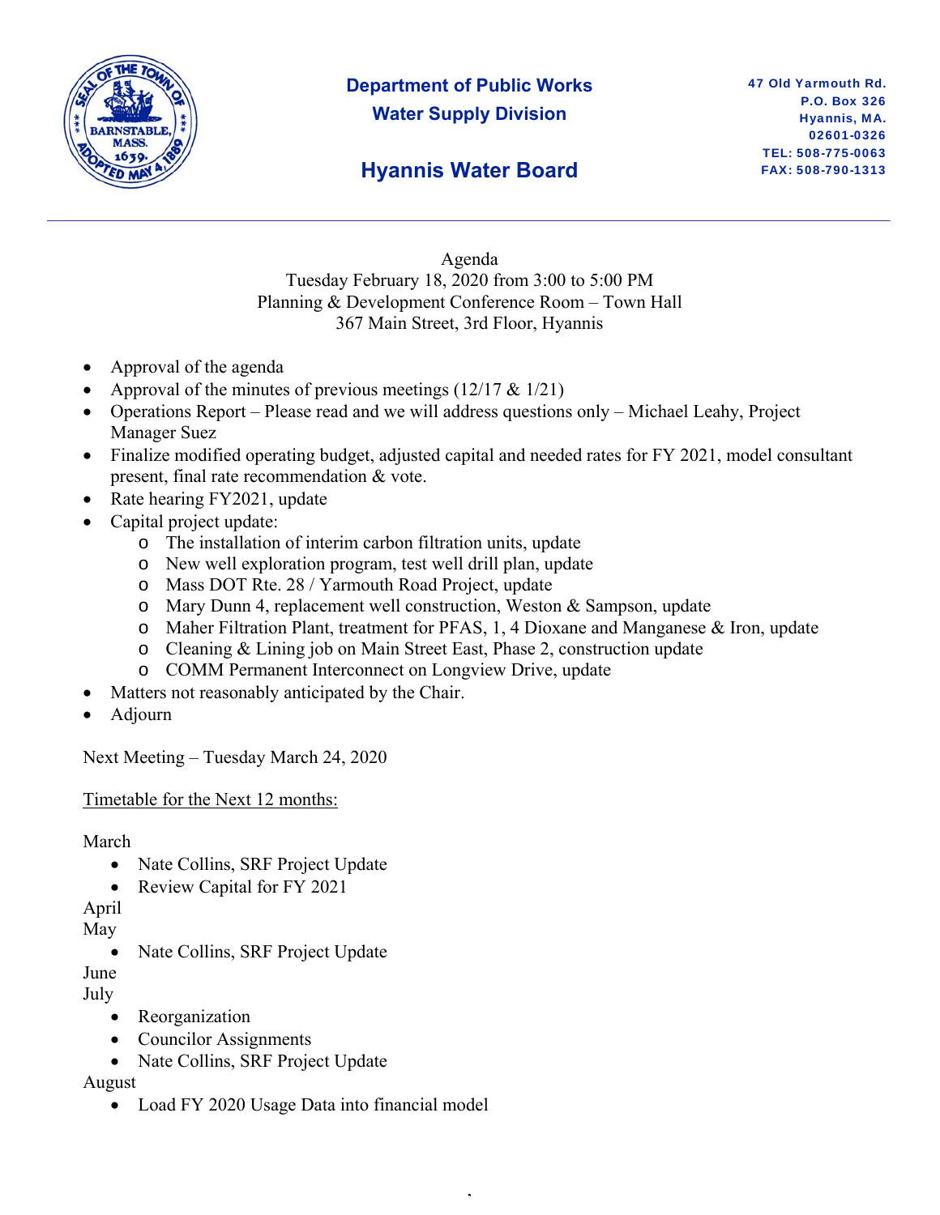**Department of Public Works**
**Water Supply Division**

## Hyannis Water Board

**47 Old Yarmouth Rd.**
**P.O. Box 326**
**Hyannis, MA.**
**02601-0326**
**TEL: 508-775-0063**
**FAX: 508-790-1313**

---

Agenda
Tuesday February 18, 2020 from 3:00 to 5:00 PM
Planning & Development Conference Room – Town Hall
367 Main Street, 3rd Floor, Hyannis

- Approval of the agenda
- Approval of the minutes of previous meetings (12/17 & 1/21)
- Operations Report – Please read and we will address questions only – Michael Leahy, Project Manager Suez
- Finalize modified operating budget, adjusted capital and needed rates for FY 2021, model consultant present, final rate recommendation & vote.
- Rate hearing FY2021, update
- Capital project update:
  - The installation of interim carbon filtration units, update
  - New well exploration program, test well drill plan, update
  - Mass DOT Rte. 28 / Yarmouth Road Project, update
  - Mary Dunn 4, replacement well construction, Weston & Sampson, update
  - Maher Filtration Plant, treatment for PFAS, 1, 4 Dioxane and Manganese & Iron, update
  - Cleaning & Lining job on Main Street East, Phase 2, construction update
  - COMM Permanent Interconnect on Longview Drive, update
- Matters not reasonably anticipated by the Chair.
- Adjourn

Next Meeting – Tuesday March 24, 2020

Timetable for the Next 12 months:

March
- Nate Collins, SRF Project Update
- Review Capital for FY 2021

April

May
- Nate Collins, SRF Project Update

June

July
- Reorganization
- Councilor Assignments
- Nate Collins, SRF Project Update

August
- Load FY 2020 Usage Data into financial model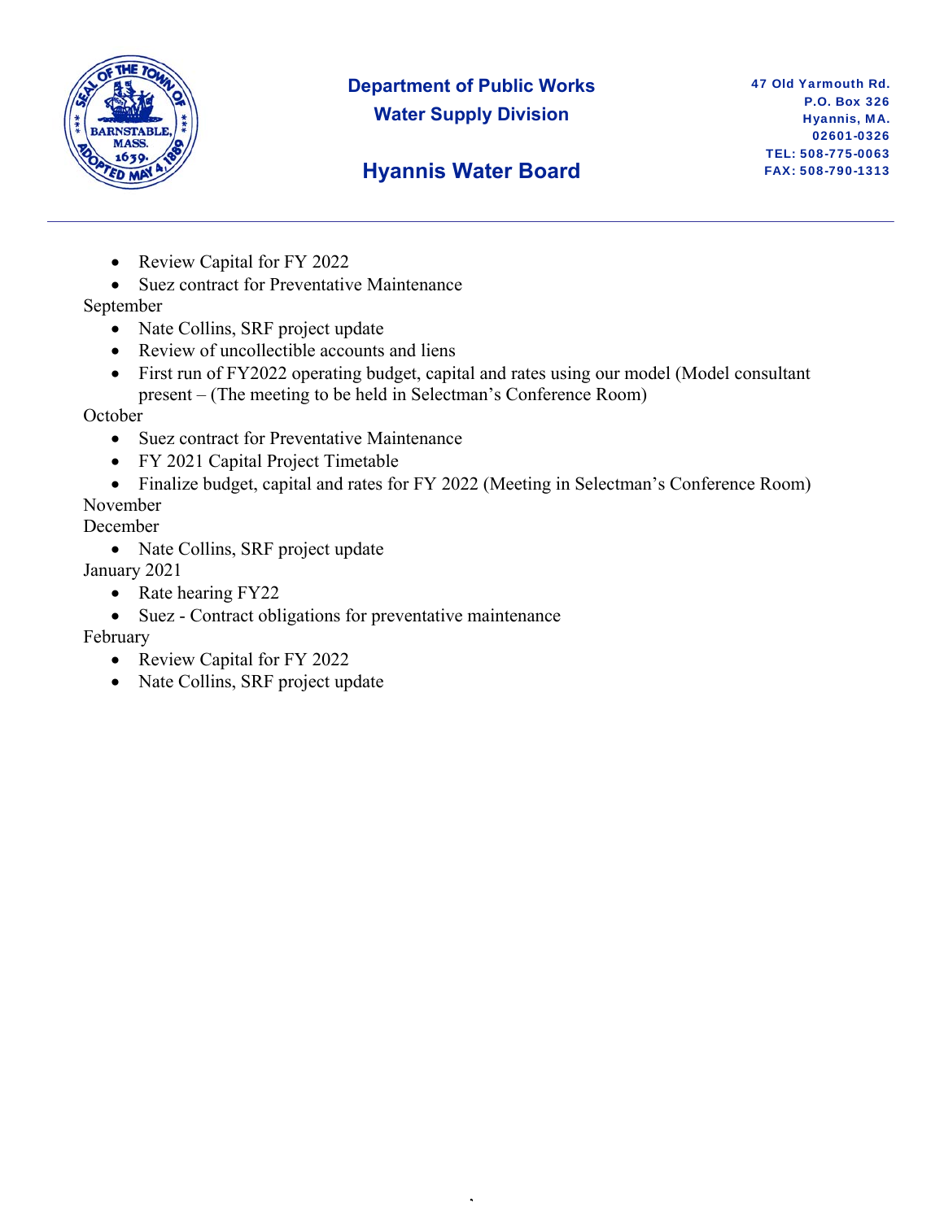- Review Capital for FY 2022
- Suez contract for Preventative Maintenance

September

- Nate Collins, SRF project update
- Review of uncollectible accounts and liens
- First run of FY2022 operating budget, capital and rates using our model (Model consultant present – (The meeting to be held in Selectman's Conference Room)

October

- Suez contract for Preventative Maintenance
- FY 2021 Capital Project Timetable
- Finalize budget, capital and rates for FY 2022 (Meeting in Selectman's Conference Room)

November

December

- Nate Collins, SRF project update

January 2021

- Rate hearing FY22
- Suez - Contract obligations for preventative maintenance

February

- Review Capital for FY 2022
- Nate Collins, SRF project update